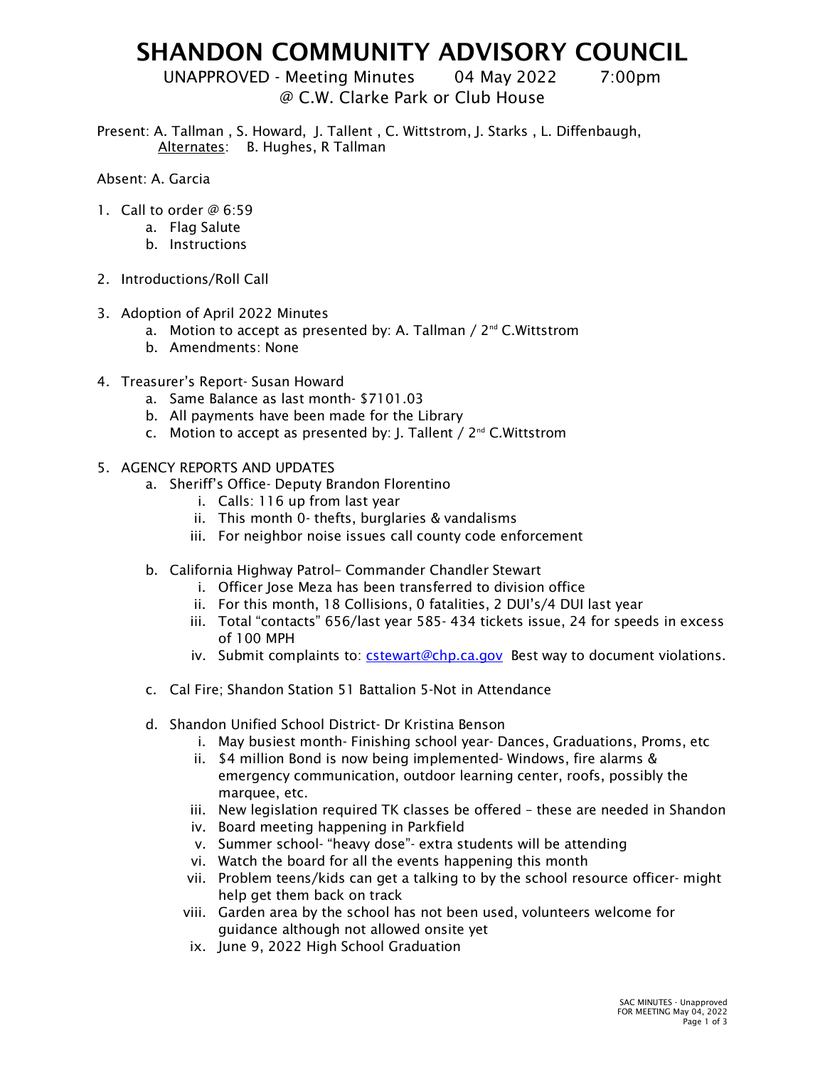# SHANDON COMMUNITY ADVISORY COUNCIL

UNAPPROVED - Meeting Minutes 04 May 2022 7:00pm
@ C.W. Clarke Park or Club House

Present: A. Tallman , S. Howard, J. Tallent , C. Wittstrom, J. Starks , L. Diffenbaugh,
Alternates: B. Hughes, R Tallman

Absent: A. Garcia

1. Call to order @ 6:59
   a. Flag Salute
   b. Instructions

2. Introductions/Roll Call

3. Adoption of April 2022 Minutes
   a. Motion to accept as presented by: A. Tallman / 2nd C.Wittstrom
   b. Amendments: None

4. Treasurer's Report- Susan Howard
   a. Same Balance as last month- $7101.03
   b. All payments have been made for the Library
   c. Motion to accept as presented by: J. Tallent / 2nd C.Wittstrom

5. AGENCY REPORTS AND UPDATES
   a. Sheriff's Office- Deputy Brandon Florentino
      i. Calls: 116 up from last year
      ii. This month 0- thefts, burglaries & vandalisms
      iii. For neighbor noise issues call county code enforcement

   b. California Highway Patrol– Commander Chandler Stewart
      i. Officer Jose Meza has been transferred to division office
      ii. For this month, 18 Collisions, 0 fatalities, 2 DUI's/4 DUI last year
      iii. Total "contacts" 656/last year 585- 434 tickets issue, 24 for speeds in excess of 100 MPH
      iv. Submit complaints to: cstewart@chp.ca.gov Best way to document violations.

   c. Cal Fire; Shandon Station 51 Battalion 5-Not in Attendance

   d. Shandon Unified School District- Dr Kristina Benson
      i. May busiest month- Finishing school year- Dances, Graduations, Proms, etc
      ii. $4 million Bond is now being implemented- Windows, fire alarms & emergency communication, outdoor learning center, roofs, possibly the marquee, etc.
      iii. New legislation required TK classes be offered – these are needed in Shandon
      iv. Board meeting happening in Parkfield
      v. Summer school- "heavy dose"- extra students will be attending
      vi. Watch the board for all the events happening this month
      vii. Problem teens/kids can get a talking to by the school resource officer- might help get them back on track
      viii. Garden area by the school has not been used, volunteers welcome for guidance although not allowed onsite yet
      ix. June 9, 2022 High School Graduation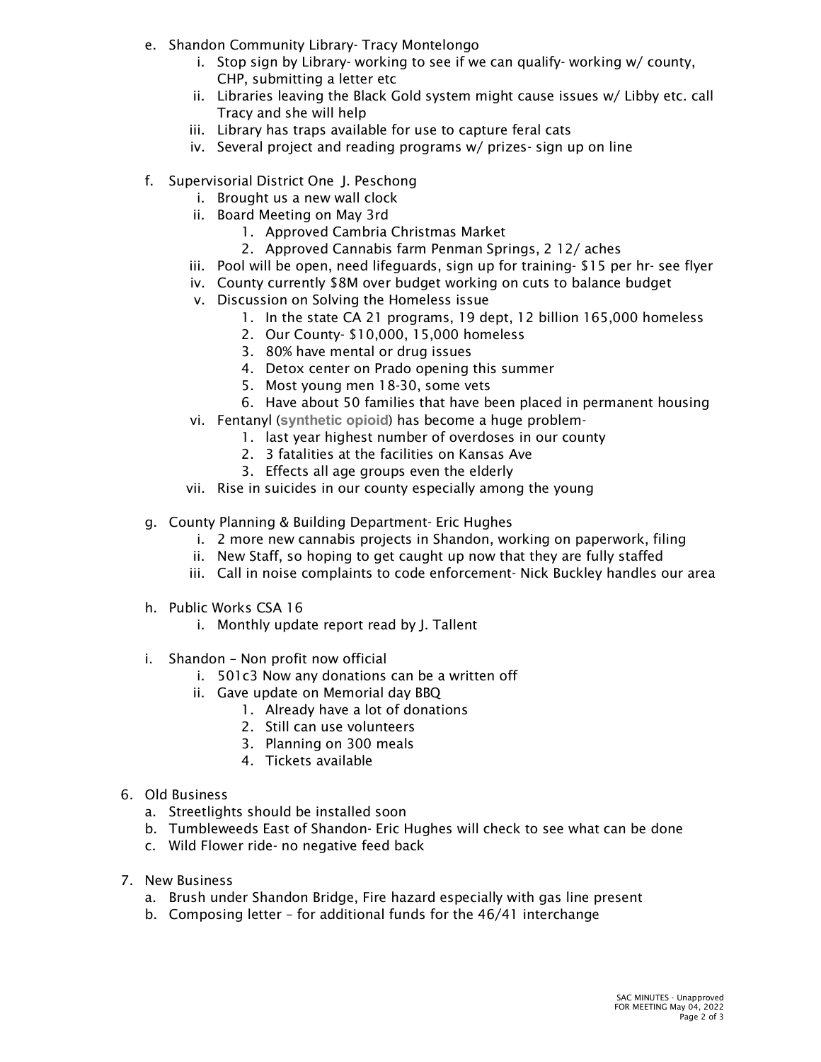e. Shandon Community Library- Tracy Montelongo
    i. Stop sign by Library- working to see if we can qualify- working w/ county, CHP, submitting a letter etc
    ii. Libraries leaving the Black Gold system might cause issues w/ Libby etc. call Tracy and she will help
    iii. Library has traps available for use to capture feral cats
    iv. Several project and reading programs w/ prizes- sign up on line

f. Supervisorial District One J. Peschong
    i. Brought us a new wall clock
    ii. Board Meeting on May 3rd
        1. Approved Cambria Christmas Market
        2. Approved Cannabis farm Penman Springs, 2 12/ aches
    iii. Pool will be open, need lifeguards, sign up for training- $15 per hr- see flyer
    iv. County currently $8M over budget working on cuts to balance budget
    v. Discussion on Solving the Homeless issue
        1. In the state CA 21 programs, 19 dept, 12 billion 165,000 homeless
        2. Our County- $10,000, 15,000 homeless
        3. 80% have mental or drug issues
        4. Detox center on Prado opening this summer
        5. Most young men 18-30, some vets
        6. Have about 50 families that have been placed in permanent housing
    vi. Fentanyl (**synthetic opioid**) has become a huge problem-
        1. last year highest number of overdoses in our county
        2. 3 fatalities at the facilities on Kansas Ave
        3. Effects all age groups even the elderly
    vii. Rise in suicides in our county especially among the young

g. County Planning & Building Department- Eric Hughes
    i. 2 more new cannabis projects in Shandon, working on paperwork, filing
    ii. New Staff, so hoping to get caught up now that they are fully staffed
    iii. Call in noise complaints to code enforcement- Nick Buckley handles our area

h. Public Works CSA 16
    i. Monthly update report read by J. Tallent

i. Shandon – Non profit now official
    i. 501c3 Now any donations can be a written off
    ii. Gave update on Memorial day BBQ
        1. Already have a lot of donations
        2. Still can use volunteers
        3. Planning on 300 meals
        4. Tickets available

6. Old Business
    a. Streetlights should be installed soon
    b. Tumbleweeds East of Shandon- Eric Hughes will check to see what can be done
    c. Wild Flower ride- no negative feed back

7. New Business
    a. Brush under Shandon Bridge, Fire hazard especially with gas line present
    b. Composing letter – for additional funds for the 46/41 interchange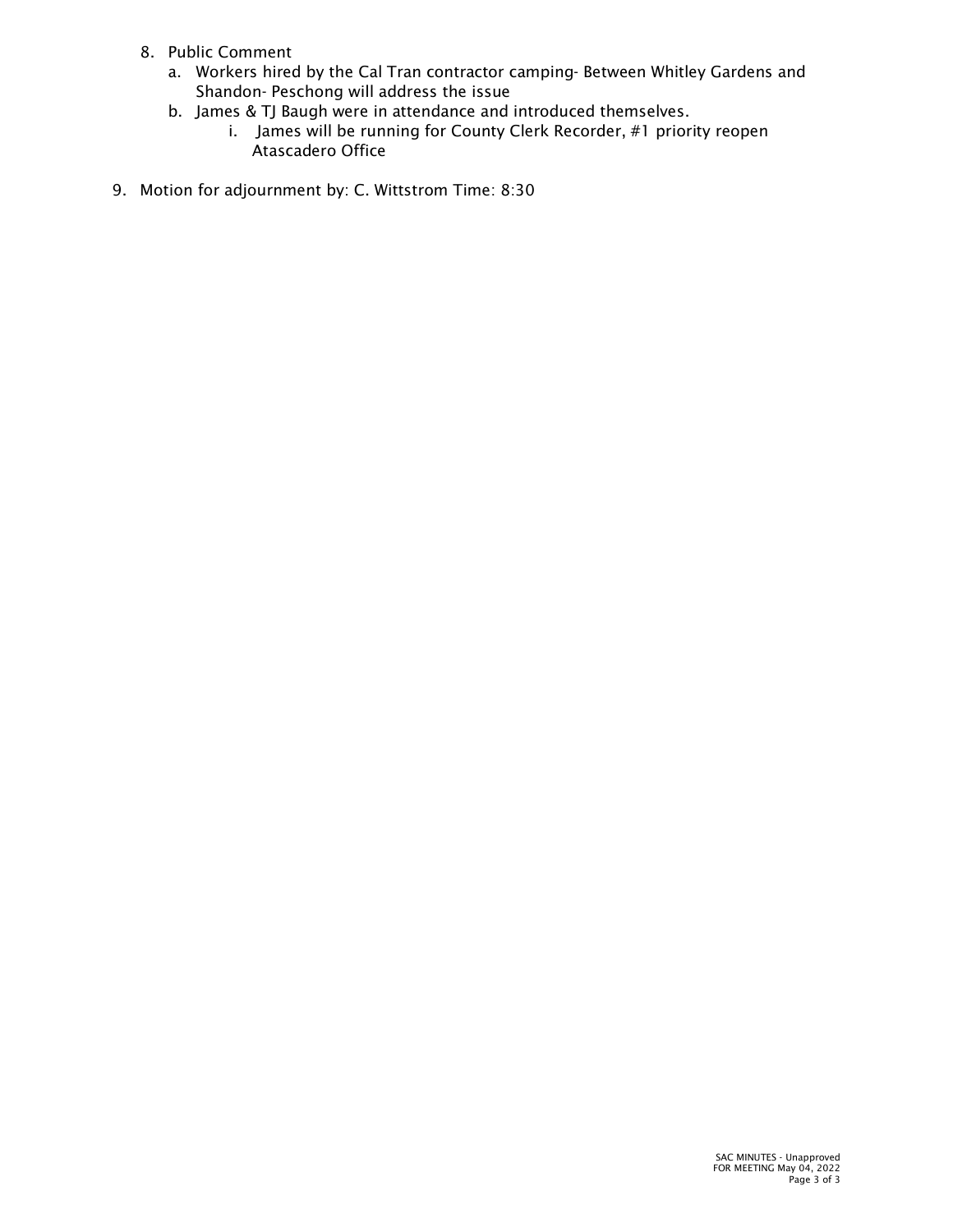8. Public Comment
    a. Workers hired by the Cal Tran contractor camping- Between Whitley Gardens and Shandon- Peschong will address the issue
    b. James & TJ Baugh were in attendance and introduced themselves.
        i. James will be running for County Clerk Recorder, #1 priority reopen Atascadero Office

9. Motion for adjournment by: C. Wittstrom Time: 8:30